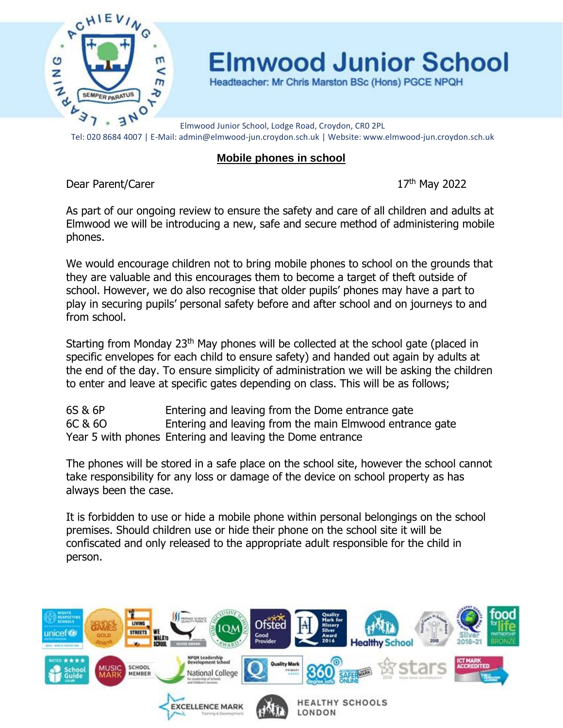# Elmwood Junior School

Headteacher: Mr Chris Marston BSc (Hons) PGCE NPQH

Elmwood Junior School, Lodge Road, Croydon, CR0 2PL
Tel: 020 8684 4007 | E-Mail: admin@elmwood-jun.croydon.sch.uk | Website: www.elmwood-jun.croydon.sch.uk

## Mobile phones in school

Dear Parent/Carer

17th May 2022

As part of our ongoing review to ensure the safety and care of all children and adults at Elmwood we will be introducing a new, safe and secure method of administering mobile phones.

We would encourage children not to bring mobile phones to school on the grounds that they are valuable and this encourages them to become a target of theft outside of school. However, we do also recognise that older pupils' phones may have a part to play in securing pupils' personal safety before and after school and on journeys to and from school.

Starting from Monday 23rd May phones will be collected at the school gate (placed in specific envelopes for each child to ensure safety) and handed out again by adults at the end of the day. To ensure simplicity of administration we will be asking the children to enter and leave at specific gates depending on class. This will be as follows;

| | |
|---|---|
| 6S & 6P | Entering and leaving from the Dome entrance gate |
| 6C & 6O | Entering and leaving from the main Elmwood entrance gate |
| Year 5 with phones | Entering and leaving the Dome entrance |

The phones will be stored in a safe place on the school site, however the school cannot take responsibility for any loss or damage of the device on school property as has always been the case.

It is forbidden to use or hide a mobile phone within personal belongings on the school premises. Should children use or hide their phone on the school site it will be confiscated and only released to the appropriate adult responsible for the child in person.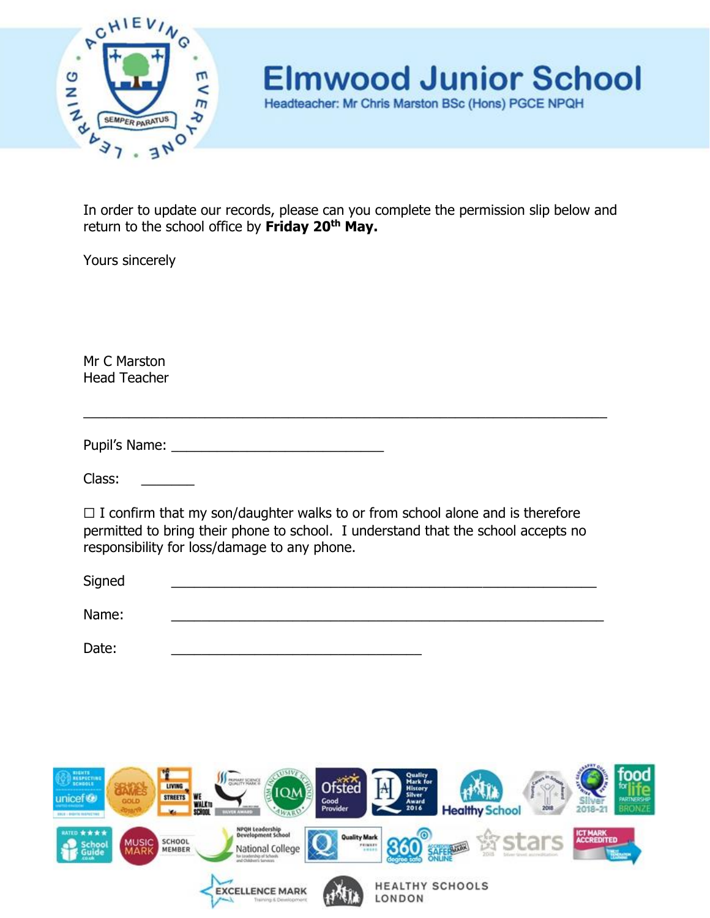# Elmwood Junior School

Headteacher: Mr Chris Marston BSc (Hons) PGCE NPQH

In order to update our records, please can you complete the permission slip below and return to the school office by **Friday 20th May.**

Yours sincerely

Mr C Marston
Head Teacher

---

Pupil's Name: ____________________________

Class: _______

☐ I confirm that my son/daughter walks to or from school alone and is therefore permitted to bring their phone to school. I understand that the school accepts no responsibility for loss/damage to any phone.

Signed ________________________________________________________

Name: ________________________________________________________

Date: ________________________________